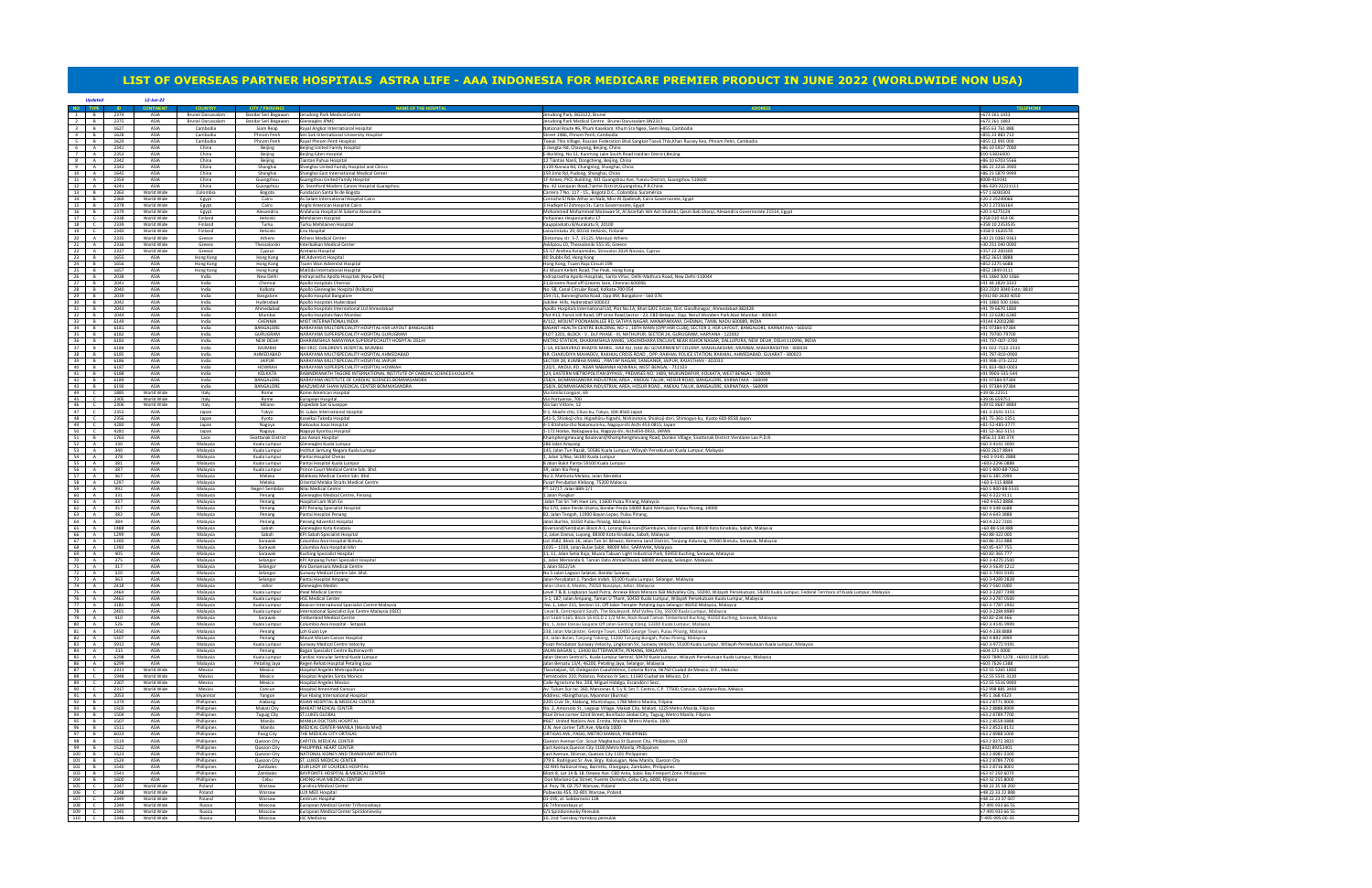# LIST OF OVERSEAS PARTNER HOSPITALS ASTRA LIFE - AAA INDONESIA FOR MEDICARE PREMIER PRODUCT IN JUNE 2022 (WORLDWIDE NON USA)

**Updated** 12-Jun-22

| NO | TYPE | ID | CONTINENT | COUNTRY | CITY / PROVINCE | NAME OF THE HOSPITAL | ADDRESS | TELEPHONE |
|---|---|---|---|---|---|---|---|---|
| 1 | B | 2374 | ASIA | Brunei Darussalam | Bandar Seri Begawan | Jerudong Park Medical Centre | Jerudong Park, BG3122, Brunei | +673 261 1433 |
| 2 | B | 2375 | ASIA | Brunei Darussalam | Bandar Seri Begawan | Gleneagles JPMC | Jerudong Park Medical Centre, Brunei Darussalam BG3122 | +673 261 1883 |
| 3 | B | 1627 | ASIA | Cambodia | Siem Reap | Royal Angkor International Hospital | National Route #6, Phum Kasekam, Khum Sra Ngae, Siem Reap, Cambodia | +855 63 761 888 |
| 4 | B | 1628 | ASIA | Cambodia | Phnom Penh | Sen Sok International University Hospital | Street 1986, Phnom Penh, Cambodia | +855 23 883 713 |
| 5 | B | 1629 | ASIA | Cambodia | Phnom Penh | Royal Phnom Penh Hospital | Toeuk Thla Village, Russian Federation Blvd Sangkat Toeuk Thla,Khan Russey Keo, Phnom Penh, Cambodia | +855 23 991 000 |
| 6 | A | 2341 | ASIA | China | Beijing | Beijing United Family Hospital | 2 Jiangtai Rd, Chaoyang, Beijing, China | +86 10 5927 7000 |
| 7 | A | 2353 | ASIA | China | Beijing | Beijing Eden Hospital | 6 Building, No.51, Kunming Lake South Road Haidian District,Beijing | 010-58820000 |
| 8 | A | 2342 | ASIA | China | Beijing | Tiantan Puhua Hospital | 12 Tiantan Nanli, Dongcheng, Beijing, China | +86 10 6703 5566 |
| 9 | A | 2343 | ASIA | China | Shanghai | Shanghai United Family Hospital and Clinics | 1139 Xianxia Rd, Changning, Shanghai, China | +86 21 2216 3900 |
| 10 | A | 2345 | ASIA | China | Shanghai | Shanghai East International Medical Center | 150 Jimo Rd, Pudong, Shanghai, China | +86 21 5879 9999 |
| 11 | A | 2354 | ASIA | China | Guangzhou | Guangzhou United Family Hospital | 1F Annex, PICC Building, 301 Guangzhou Ave, Yuexiu District, Guangzhou 510600 | 400-8191199 |
| 12 | A | 6241 | ASIA | China | Guangzhou | St. Stamford Modern Cancer Hospital Guangzhou | No. 42 Lianquan Road,Tianhe District,Guangzhou,P.R.China | +86-020-22221111 |
| 13 | B | 2363 | World Wide | Colombia | Bogota | Fundacion Santa fe de Bogota | Carrera 7 No. 117 - 15, Bogotá D.C., Colombia. Suramérica | +57 16030303 |
| 14 | B | 2369 | World Wide | Egypt | Cairo | As Salam International Hospital Cairo | Corniche El Nile, Athar an Nabi, Misr Al Qadimah, Cairo Governorate, Egypt | +20 2 25240066 |
| 15 | B | 2378 | World Wide | Egypt | Cairo | Anglo American Hospital Cairo | 3 Hadiqat El Zohreya St, Cairo Governorate, Egypt | +20 2 27356164 |
| 16 | B | 2379 | World Wide | Egypt | Alexandria | Andalusia Hospital Al Soteria Alexandria | Mohammed Mohammed Motawaa St, Al Azaritah WA Ash Shatebi, Qesm Bab Sharqi, Alexandria Governorate 21514, Egypt | +20 3 4275124 |
| 17 | C | 2338 | World Wide | Finland | Helsinki | Mehilainen Hospital | Pohjoinen Hesperiankatu 17 | +358 010 414 00 |
| 18 | C | 2339 | World Wide | Finland | Turku | Turku Mehilainen Hospital | Kauppiaskatu 8,Kuraskelis 9, 20100 | +358 10 23535 05 |
| 19 | C | 2340 | World Wide | Finland | Helsinki | Eira Hospital | Laivurinkatu 29, 00150 Helsinki, Finland | +358 9 1620570 |
| 20 | A | 2335 | World Wide | Greece | Athens | Athens Medical Center | Distomou str. 5-7, 15125, Marousi, Athens | +30 21 0360 9360 |
| 21 | A | 2336 | World Wide | Greece | Thessaloniki | Interbalkan Medical Center | Asklipiou 10, Thessaloniki 555 35, Greece | +30 231 040 0000 |
| 22 | A | 2337 | World Wide | Greece | Cyprus | Aretaeio Hospital | 55-57 Andrea Avraamidou, Strovolos 2024 Nicosia, Cyprus | +357 22 200300 |
| 23 | B | 1655 | ASIA | Hong Kong | Hong Kong | HK Adventist Hospital | 40 Stubbs Rd, Hong Kong | +852 3651 8888 |
| 24 | B | 1656 | ASIA | Hong Kong | Hong Kong | Tsuen Wan Adventist Hospital | Hong Kong, Tsuen Kuja Circuit 199 | +852 2275 6688 |
| 25 | B | 1657 | ASIA | Hong Kong | Hong Kong | Matilda International Hospital | 41 Mount Kellett Road, The Peak, Hong Kong | +852 2849 0111 |
| 26 | B | 2038 | ASIA | India | New Delhi | Indraprastha Apollo Hospitals (New Delhi) | Indraprastha Apollo Hospitals, Sarita Vihar, Delhi-Mathura Road, New Delhi-110044 | +91 1860 500 1066 |
| 27 | B | 2041 | ASIA | India | Chennai | Apollo Hospitals Chennai | 21,Greams Road off Greams lane, Chennai-600006 | +91 44 2829 3333 |
| 28 | B | 2040 | ASIA | India | Kolkata | Apollo Gleneagles Hospital (Kolkata) | No. 58, Canal Circular Road, Kolkata-700 054 | +91 2320 3040 Extn 3833 |
| 29 | B | 2039 | ASIA | India | Bangalore | Apollo Hospital Bangalore | 154 /11, Bannerghatta Road, Opp IIM, Bangalore - 560 076 | +(91) 80-2630 4050 |
| 30 | B | 2042 | ASIA | India | Hyderabad | Apollo Hospitals Hyderabad | Jubilee Hills, Hyderabad-500033 | +91 1860 500 1066 |
| 31 | B | 2043 | ASIA | India | Ahmedabad | Apollo Hospitals International Ltd Ahmedabad | Apollo Hospitals International Ltd, Plot No.1A, Bhat GIDC Estate, Dist. Gandhinagar, Ahmedabad-382428 | +91 79 6670 1800 |
| 32 | B | 2044 | ASIA | India | Mumbai | Apollo Hospitals-Navi Mumbai | Plot #13, Parsik Hill Road, Off Uran Road,Sector – 23, CBD Belapur, Opp. Nerul Wonders Park,Navi Mumbai - 400614 | +91 22 6280 6280 |
| 33 | B | 6149 | ASIA | India | CHENNAI | MIOT INTERNATIONAL INDIA | 4/112, MOUNT POONAMALLEE RD, SATHYA NAGAR, MANAPAKKAM, CHENNAI, TAMIL NADU 600089, INDIA | +9144 42002288 |
| 34 | B | 6181 | ASIA | India | BANGALORE | NARAYANA MULTISPECIALITY HOSPITAL HSR LAYOUT BANGALORE | NAKSHT HEALTH CENTRE BUILDING, NO-1, 18TH MAIN (OPP HSR CLUB), SECTOR 3, HSR LAYOUT, BANGALORE, KARNATAKA - 560102 | +91 97384 97384 |
| 35 | B | 6182 | ASIA | India | GURUGRAM | NARAYANA SUPERSPECIALITY HOSPITAL GURUGRAM | PLOT 3201, BLOCK - V, DLF PHASE - III, NATHUPUR, SECTOR 24, GURUGRAM, HARYANA - 122002 | +91 79700 79700 |
| 36 | B | 6183 | ASIA | India | NEW DELHI | DHARAMSHILA NARAYANA SUPERSPECIALITY HOSPITAL DELHI | METRO STATION, DHARAMSHILA MARG, VASUNDHARA ENCLAVE NEAR ASHOK NAGAR, DALLUPURA, NEW DELHI, DELHI 110096, INDIA | +91 797-007-9700 |
| 37 | B | 6184 | ASIA | India | MUMBAI | NH SRCC CHILDREN'S HOSPITAL MUMBAI | 1-1A, KESHAVRAO KHADYE MARG, HAJI ALI, HAJI ALI GOVERNMENT COLONY, MAHALAKSHMI, MUMBAI, MAHARASHTRA - 400034 | +91 022-7122-2333 |
| 38 | B | 6185 | ASIA | India | AHMEDABAD | NARAYANA MULTISPECIALITY HOSPITAL AHMEDABAD | NR. GANGOTRI MAHADEV, RAKHIAL CROSS ROAD, OPP. RAKHIAL POLICE STATION, RAKHIAL, AHMEDABAD, GUJARAT - 380023 | +91 787-010-0900 |
| 39 | B | 6186 | ASIA | India | JAIPUR | NARAYANA MULTISPECIALITY HOSPITAL JAIPUR | SECTOR 28, KUMBHA MARG, PRATAP NAGAR, SANGANER, JAIPUR, RAJASTHAN - 302033 | +91 998-373-2222 |
| 40 | B | 6187 | ASIA | India | HOWRAH | NARAYANA SUPERSPECIALITY HOSPITAL HOWRAH | 120/1, ANDUL RD, NEAR NABANNA HOWRAH, WEST BENGAL - 711103 | +91 833-483-0003 |
| 41 | B | 6188 | ASIA | India | KOLKATA | RABINDRANATH TAGORE INTERNATIONAL INSTITUTE OF CARDIAC SCIENCES KOLKATA | 124, EASTERN METROPOLITAN BYPASS, PREMISES NO. 1489, MUKUNDAPUR, KOLKATA, WEST BENGAL - 700099 | +91 9903-335-544 |
| 42 | B | 6189 | ASIA | India | BANGALORE | NARAYANA INSTITUTE OF CARDIAC SCIENCES BOMMASANDRA | 258/A, BOMMASANDRA INDUSTRIAL AREA, ANEKAL TALUK, HOSUR ROAD, BANGALORE, KARNATAKA - 560099 | +91 97384 97384 |
| 43 | B | 6190 | ASIA | India | BANGALORE | MAZUMDAR SHAW MEDICAL CENTER BOMMASANDRA | 258/A, BOMMASANDRA INDUSTRIAL AREA, HOSUR ROAD, ANEKAL TALUK, BANGALORE, KARNATAKA - 560099 | +91 97384 97384 |
| 44 | C | 1885 | World Wide | Italy | Rome | Rome American Hospital | Via Emilio Longoni, 69 | +39 06 22551 |
| 45 | C | 2305 | World Wide | Italy | Rome | European Hospital | Via Portuense, 700 | +39 06 659751 |
| 46 | C | 2306 | World Wide | Italy | Milano | Ospedale San Giuseppe | Via San Vittore, 12 | +39 02 8687 8888 |
| 47 | C | 2355 | ASIA | Japan | Tokyo | St. Lukes International Hospital | 9-1, Akashi-cho, Chuo-ku, Tokyo, 104-8560 Japan | +81 3-3541-5151 |
| 48 | C | 2356 | ASIA | Japan | Kyoto | Kyoto Takeda Hospital | 6816-5, Shiokoji-cho, Higashiiru-higashi, Nishinotoin, Shiokoji-dori, Shimogyo-ku, Kyoto 600-8558 Japan | +81 75-361-1351 |
| 49 | C | 6280 | ASIA | Japan | Nagoya | Daiyukai Josai Hospital | 4-5 Kitahata-cho Nakamura-ku, Nagoya-shi Aichi 453-0815, Japan | +81 52-485-3777 |
| 50 | C | 6281 | ASIA | Japan | Nagoya | Nagoya Kyoritsu Hospital | 1-172 Hokke, Nakagawa-ku, Nagoya-shi, Aichi 454-0933, JAPAN | +81 52-362-5151 |
| 51 | B | 1763 | ASIA | Laos | Sisattanak District | Lao Aevan Hospital | Khamphengmeuang Boulevard/Khamphengmeuang Road, Donkoi Village, Sisattanak District Vientiane Lao P.D.R. | +856 21 330 374 |
| 52 | A | 330 | ASIA | Malaysia | Kuala Lumpur | Gleneagles Kuala Lumpur | 286 Jalan Ampang | +60 3-4141 3000 |
| 53 | A | 340 | ASIA | Malaysia | Kuala Lumpur | Institut Jantung Negara Kuala Lumpur | 145, Jalan Tun Razak, 50586 Kuala Lumpur, Wilayah Persekutuan Kuala Lumpur, Malaysia | +603 2617 8888 |
| 54 | A | 378 | ASIA | Malaysia | Kuala Lumpur | Pantai Hospital Cheras | 1, Jalan 1/96a, 56100 Kuala Lumpur | +60 3-9145 2888 |
| 55 | A | 381 | ASIA | Malaysia | Kuala Lumpur | Pantai Hospital Kuala Lumpur | 8 Jalan Bukit Pantai 59100 Kuala Lumpur | +603-2296 0888 |
| 56 | A | 387 | ASIA | Malaysia | Kuala Lumpur | Prince Court Medical Centre Sdn. Bhd. | 39, Jalan Kia Peng | +60 1-800-88-7262 |
| 57 | A | 367 | ASIA | Malaysia | Melaka | Mahkota Medical Centre Sdn. Bhd. | No.3, Mahkota Melaka, Jalan Merdeka | +60 6-285 2999 |
| 58 | A | 1297 | ASIA | Malaysia | Melaka | Oriental Melaka Straits Medical Centre | Pusat Perubatan Klebang, 75200 Malacca | +60 6-315 8888 |
| 59 | A | 992 | ASIA | Malaysia | Negeri Sembilan | Nilai Medical Centre | PT 13717, Jalan BBN 2/1 | +60 1-800-88-5533 |
| 60 | A | 331 | ASIA | Malaysia | Penang | Gleneagles Medical Centre, Penang | 1 Jalan Pangkor | +60 4-2229111 |
| 61 | A | 337 | ASIA | Malaysia | Penang | Hospital Lam Wah Ee | Jalan Tan Sri Teh Ewe Lim, 11600 Pulau Pinang, Malaysia | +60 4-652 8888 |
| 62 | A | 357 | ASIA | Malaysia | Penang | KPJ Penang Specialist Hospital | No 570, Jalan Perda Utama,Bandar Perda 14000 Bukit Mertajam, Pulau Pinang, 14000 | +60 4-548 6688 |
| 63 | A | 382 | ASIA | Malaysia | Penang | Pantai Hospital Penang | 82, Jalan Tengah, 11900 Bayan Lepas, Pulau Pinang, | +60 4-643 3888 |
| 64 | A | 384 | ASIA | Malaysia | Penang | Penang Adventist Hospital | Jalan Burma, 10350 Pulau Pinang, Malaysia | +60 4-222 7200 |
| 65 | A | 1488 | ASIA | Malaysia | Sabah | Gleneagles Kota Kinabalu | Riverson@Sembulan Block A-1, Lorong Riverson@Sembulan, Jalan Coastal, 88100 Kota Kinabalu, Sabah, Malaysia | +60 88-518 888 |
| 66 | A | 1294 | ASIA | Malaysia | Sabah | KPJ Sabah Specialist Hospital | 2, Jalan Damai, Luyang, 88300 Kota Kinabalu, Sabah, Malaysia | +60 88-322 000 |
| 67 | A | 1389 | ASIA | Malaysia | Sarawak | Columbia Asia Hospital-Bintulu | Lot 3582, Block 26, Jalan Tan Sri Ikhwan, Kemena Land District, Tanjung Kidurong, 97000 Bintulu, Sarawak, Malaysia | +60 86-251 888 |
| 68 | A | 1390 | ASIA | Malaysia | Sarawak | Columbia Asia Hospital-Miri | 1035 – 1039, Jalan Bulan Sabit, 98009 Miri, SARAWAK, Malaysia | +60 85-437 755 |
| 69 | A | 405 | ASIA | Malaysia | Sarawak | Kuching Specialist Hospital | 11, 13, Jalan Setia Raja, Muara Tabuan Light Industrial Park, 93450 Kuching, Sarawak, Malaysia | +60 82-365 777 |
| 70 | A | 375 | ASIA | Malaysia | Selangor | KPJ Ampang Puteri Specialist Hospital | 1, Jalan Memanda 9, Taman Dato Ahmad Razali, 68000 Ampang, Selangor, Malaysia | +60 3-4270 2500 |
| 71 | A | 317 | ASIA | Malaysia | Selangor | Ara Damansara Medical Centre | 1 Jalan SS12/1A | +60 3-5639 1212 |
| 72 | A | 320 | ASIA | Malaysia | Selangor | Sunway Medical Centre Sdn. Bhd. | No.5 Jalan Lagoon Selatan, Bandar Sunway | +60 3-7491 9191 |
| 73 | A | 363 | ASIA | Malaysia | Selangor | Pantai Hospital Ampang | Jalan Perubatan 1, Pandan Indah, 55100 Kuala Lumpur, Selangor, Malaysia | +60 3-4289 2828 |
| 74 | A | 2418 | ASIA | Malaysia | Johor | Gleneagles Medini | Jalan Medini Utara 4, Medini, 79250 Nusajaya, Johor, Malaysia | +60 7-560 1000 |
| 75 | A | 2464 | ASIA | Malaysia | Kuala Lumpur | Pead Medical Centre | Level 7 & 8, Lingkaran Syed Putra, Annexe Block Menara IGB Midvalley City, 59200, Wilayah Persekutuan, 59200 Kuala Lumpur, Federal Territory of Kuala Lumpur, Malaysia | +60 3-2287 7398 |
| 76 | A | 2463 | ASIA | Malaysia | Kuala Lumpur | KPJ Medical Center | 5-1, 187, Jalan Ampang, Taman U-Thant, 50450 Kuala Lumpur, Wilayah Persekutuan Kuala Lumpur, Malaysia | +60 3-2787 0500 |
| 77 | A | 3185 | ASIA | Malaysia | Kuala Lumpur | Beacon International Specialist Centre-Malaysia | No. 1, Jalan 215, Section 51, Off Jalan Templer Petaling Jaya Selangor 46050 Malaysia, Malaysia | +60 3-7787 2992 |
| 78 | A | 2401 | ASIA | Malaysia | Kuala Lumpur | International Specialist Eye Centre Malaysia (ISEC) | Level 8, Centrepoint South, The Boulevard, Mid Valley City, 59200 Kuala Lumpur, Malaysia | +60 3-2284 8989 |
| 79 | A | 410 | ASIA | Malaysia | Sarawak | Timberland Medical Centre | Lot 5164-5165, Block 16 KCLD 2 1/2 Mile, Rock Road Taman Timberland Kuching, 93250 Kuching, Sarawak, Malaysia | +60 82-234 466 |
| 80 | A | 326 | ASIA | Malaysia | Kuala Lumpur | Columbia Asia Hospital - Setapak | No. 1, Jalan Danau Saujana Off Jalan Genting Klang, 53300 Kuala Lumpur, Malaysia | +60 3-4145 9999 |
| 81 | A | 1450 | ASIA | Malaysia | Penang | Loh Guan Lye | 238, Jalan Macalister, George Town, 10400 George Town, Pulau Pinang, Malaysia | +60 4-238 8888 |
| 82 | A | 5307 | ASIA | Malaysia | Penang | Mount Miriam Cancer Hospital | 23, Jalan Bulan, Fettes Park, 11200 Tanjung Bungah, Pulau Pinang, Malaysia | +60 4-892 3999 |
| 83 | A | 5912 | ASIA | Malaysia | Kuala Lumpur | Sunway Medical Centre Velocity | Pusat Perubatan Sunway Velocity, Lingkaran SV, Sunway Velocity, 55100 Kuala Lumpur, Wilayah Persekutuan Kuala Lumpur, Malaysia | +60 3-9772 9191 |
| 84 | A | 315 | ASIA | Malaysia | Penang | Bagan Specialist Centre Butterworth | JALAN BAGAN 1, 13400 BUTTERWORTH, PENANG, MALAYSIA | +604 373 0000 |
| 85 | A | 6298 | ASIA | Malaysia | Kuala Lumpur | Cardiac Vascular Sentral Kuala Lumpur | Jalan Stesen Sentral 5, Kuala Lumpur Sentral, 50470 Kuala Lumpur, Wilayah Persekutuan Kuala Lumpur, Malaysia | +603 7890 1378 , +6010 228 5585 |
| 86 | A | 6299 | ASIA | Malaysia | Petaling Jaya | Regen Rehab Hospital Petaling Jaya | Jalan Bersatu 13/4, 46200, Petaling Jaya, Selangor, Malaysia | +603 7626 1388 |
| 87 | C | 2313 | World Wide | Mexico | Mexico | Hospital Angeles Metropolitano | Tlacotalpan, 59, Delegación Cuauhtémoc, Colonia Roma, 06760 Ciudad de México, D.F., Mexico | +52 55 5265 1800 |
| 88 | C | 2348 | World Wide | Mexico | Mexico | Hospital Angeles Lomas Mexico | Temistocles 210, Polanco, Polanco IV Secc, 11560 Ciudad de México, D.F. | +52 55 5531 3120 |
| 89 | C | 2307 | World Wide | Mexico | Mexico | Hospital Angeles Mexico | Calle Agrarismo No. 208, Miguel Hidalgo, Escandón I Secc, | +52 55 5516 9900 |
| 90 | C | 2317 | World Wide | Mexico | Cancun | Hospital Amerimed Cancun | Av. Tulum Sur no. 260, Manzana 4, S y 9; Sm 7, Centro, C.P. 77500, Cancún, Quintana Roo, México. | +52 998 881 3400 |
| 91 | A | 2053 | ASIA | Myanmar | Yangon | Pun Hlaing International Hospital | Address: Hlaingtharya, Myanmar (Burma) | +95 1-368 4323 |
| 92 | B | 1379 | ASIA | Philippines | Alabang | ASIAN HOSPITAL & MEDICAL CENTER | 2205 Civic Dr, Alabang, Muntinlupa, 1780 Metro Manila, Filipina | +63 2 8771 9000 |
| 93 | B | 1503 | ASIA | Philippines | Makati City | MAKATI MEDICAL CENTER | No. 2, Amorsolo St., Legaspi Village, Makati City, Makati, 1229 Metro Manila, Filipina | +63 2 8888 8999 |
| 94 | B | 1504 | ASIA | Philippines | Taguig City | ST.LUKES GLOBAL | Rizal Drive corner 32nd Street, Bonifacio Global City, Taguig, Metro Manila, Filipina | +63 2 8789 7700 |
| 95 | B | 1507 | ASIA | Philippines | Manila | MANILA DOCTORS HOSPITAL | 667 United Nations Ave, Ermita, Manila, Metro Manila, 1000 | +63 2 8558 0888 |
| 96 | B | 1511 | ASIA | Philippines | Manila | MEDICAL CENTER MANILA (Manila Med) | U.N. Ave corner Taft Ave, Manila 1000 | +63 2 8523 8131 |
| 97 | B | 6023 | ASIA | Philippines | Pasig City | THE MEDICAL CITY ORTIGAS | ORTIGAS AVE, PASIG, METRO MANILA, PHILIPPINES | +63 2 8988 1000 |
| 98 | B | 1519 | ASIA | Philippines | Quezon City | CAPITOL MEDICAL CENTER | Quezon Avenue Cor. Scout Magbanua St Quezon City, Philippines, 1103 | +63 2 8372 3825 |
| 99 | B | 1522 | ASIA | Philippines | Quezon City | PHILIPPINE HEART CENTER | East Avenue,Quezon City 1100,Metro Manila,Philippines | (632) 89252401 |
| 100 | B | 1523 | ASIA | Philippines | Quezon City | NATIONAL KIDNEY AND TRANSPLANT INSTITUTE | East Avenue, Diliman, Quezon City 1101 Philippines | +63 2 8981 0300 |
| 101 | B | 1524 | ASIA | Philippines | Quezon City | ST. LUKES MEDICAL CENTER | 279 E. Rodriguez Sr. Ave, Brgy. Kalusugan, New Manila, Quezon City | +63 2 8789 7700 |
| 102 | B | 1540 | ASIA | Philippines | Zambales | OUR LADY OF LOURDES HOSPITAL | 02 RHV National Hwy, Barretto, Olongapo, Zambales, Philippines | +63 47 816 8001 |
| 103 | B | 1541 | ASIA | Philippines | Zambales | BAYPOINTE HOSPITAL & MEDICAL CENTER | Block B, Lot 1A & 1B, Dewey Ave. CBD Area, Subic Bay Freeport Zone, Philippines | +63 47 250 6070 |
| 104 | B | 1600 | ASIA | Philippines | Cebu | CHONG HUA MEDICAL CENTER | Don Mariano Cui Street, Fuente Osmeña, Cebu City, 6000, Filipina | +63 32 255 8000 |
| 105 | C | 2347 | World Wide | Poland | Warsaw | Carolina Medical Center | ul. Pory 78, 02-757 Warsaw, Poland | +48 22 35 58 200 |
| 106 | C | 2348 | World Wide | Poland | Warsaw | LUX MED Hospital | Puławska 455, 02-801 Warsaw, Poland | +48 22 33 22 888 |
| 107 | C | 2349 | World Wide | Poland | Warsaw | Centrum Hospital | 01-195, ul. Solidarności 128 | +48 22 23 07 007 |
| 108 | C | 2344 | World Wide | Russia | Moscow | European Medical Center Trifonovskaya | 26 Trifonovskaya ul | +7 495 933 66 55 |
| 109 | C | 2345 | World Wide | Russia | Moscow | European Medical Center Spiridonievsky | 5/1 Spiridonievsky Pereulok | +7 495 933 66 55 |
| 110 | C | 2346 | World Wide | Russia | Moscow | SSC Medsi | 10, 2nd Tverskoy-Yamskoy pereulok | +7-495-995-00-33 |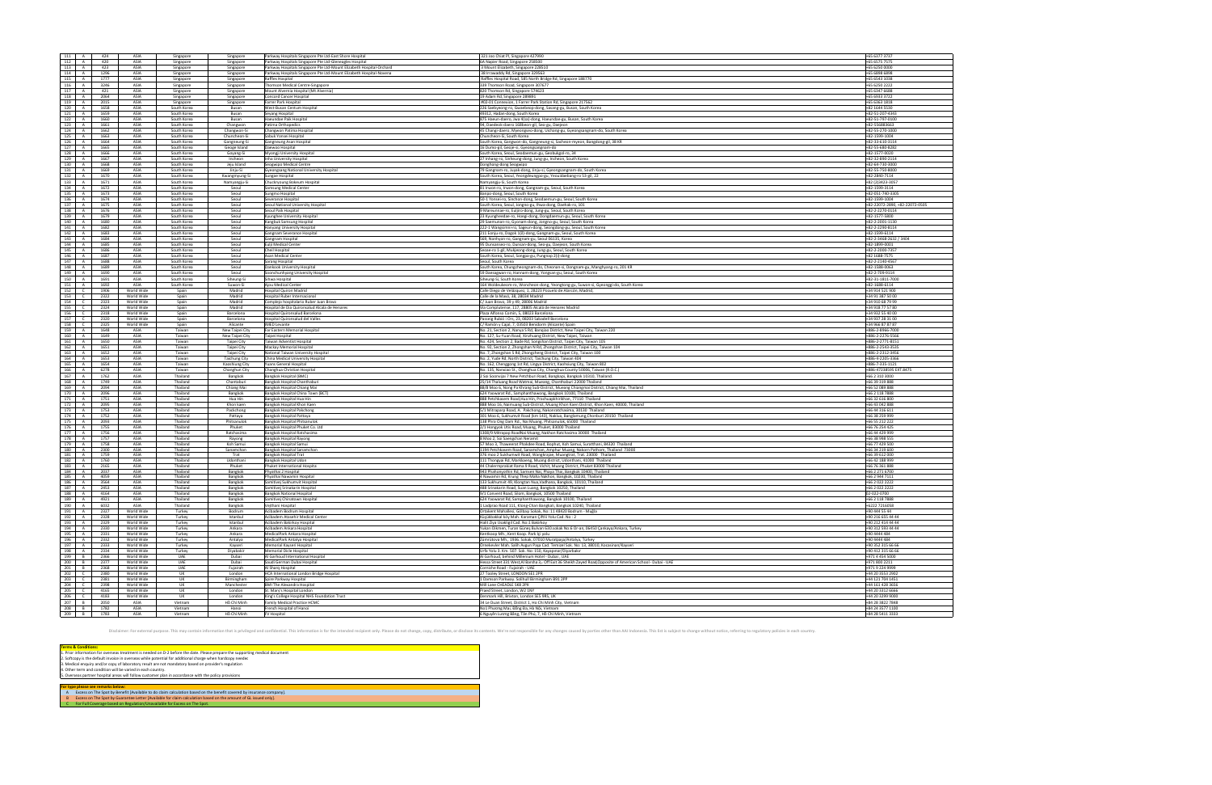| | | | | | | | | |
|---|---|---|---|---|---|---|---|---|
| 111 | A | 424 | ASIA | Singapore | Singapore | Parkway Hospitals Singapore Pte Ltd-East Shore Hospital | 321 Joo Chiat Pl, Singapore 427990 | +65 6377 2737 |
| 112 | A | 420 | ASIA | Singapore | Singapore | Parkway Hospitals Singapore Pte Ltd-Gleneagles Hospital | 6A Napier Road, Singapore 258500 | +65 6575 7575 |
| 113 | A | 423 | ASIA | Singapore | Singapore | Parkway Hospitals Singapore Pte Ltd-Mount Elizabeth Hospital-Orchard | 3 Mount Elizabeth, Singapore 228510 | +65 6250 0000 |
| 114 | A | 1296 | ASIA | Singapore | Singapore | Parkway Hospitals Singapore Pte Ltd-Mount Elizabeth Hospital-Novena | 38 Irrawaddy Rd, Singapore 329563 | +65 6898 6898 |
| 115 | A | 1777 | ASIA | Singapore | Singapore | Raffles Hospital | Raffles Hospital Road, 585 North Bridge Rd, Singapore 188770 | +65 6311 1038 |
| 116 | A | 3246 | ASIA | Singapore | Singapore | Thomson Medical Centre-Singapore | 339 Thomson Road, Singapore 307677 | +65 6250 2222 |
| 117 | A | 421 | ASIA | Singapore | Singapore | Mount Alvernia Hospital (Mt Alvernia) | 820 Thomson Rd, Singapore 574623 | +65 6347 6688 |
| 118 | A | 2064 | ASIA | Singapore | Singapore | Concord Cancer Hospital | 18 Adam Rd, Singapore 289891 | +65 6910 3722 |
| 119 | A | 2015 | ASIA | Singapore | Singapore | Farrer Park Hospital | #02-01 Connexion, 1 Farrer Park Station Rd, Singapore 217562 | +65 6363 1818 |
| 120 | A | 1658 | ASIA | South Korea | Busan | Inje-Busan Centum Hospital | 226 Saebyeong-ro, Gwaebeop-dong, Sasang-gu, Busan, South Korea | +82 1644 9220 |
| 121 | A | 1659 | ASIA | South Korea | Busan | Seoyang Hospital | 49412, Hadan-dong, South Korea | +82-51-207-4361 |
| 122 | A | 1660 | ASIA | South Korea | Busan | Haeundae Paik Hospital | 875 Haeun-daero, Jwa-dong, Haeundae-gu, Busan, South Korea | +82-51-797-0100 |
| 123 | A | 1661 | ASIA | South Korea | Changwon | Fatima Orthopedics | 64, Daedeok-daero 248beon-gil, Seo-gu, Daejeon | +82-55688960 |
| 124 | A | 1662 | ASIA | South Korea | Changwon-Si | Changwon Fatima Hospital | 45 Changi-daero, Myeongseo-dong, Uichang-gu, Gyeongsangnam-do, South Korea | +82-55-270-1000 |
| 125 | A | 1663 | ASIA | South Korea | Chuncheon-Si | Sabuk Yonsei Hospital | Chuncheon-Si, South Korea | +82-1599-1004 |
| 126 | A | 1664 | ASIA | South Korea | Gangneung-Si | Gangneung Asan Hospital | South Korea, Gangwon-do, Gangneung-si, Sacheon-myeon, Bangdong-gil, 38 KR | +82-33-610-3114 |
| 127 | A | 1665 | ASIA | South Korea | Geoje Island | Daewoo Hospital | 16 Dumo-gil, Geoje-si, Gyeongsangnam-do | +82-55-680-8202 |
| 128 | A | 1666 | ASIA | South Korea | Goyang-Si | Myongji University Hospital | South Korea, Seoul, Seodaemun-gu, Geobukgol-ro, 34 | +82-1577-0030 |
| 129 | A | 1667 | ASIA | South Korea | Incheon | Inha University Hospital | 27 Inhang-ro, Sinheung-dong, Jung-gu, Incheon, South Korea | +82-32-890-2114 |
| 130 | A | 1668 | ASIA | South Korea | Jeju Island | Seogwipo Medical Centre | Donghong-dong Seogwipo | +82-64-730-3000 |
| 131 | A | 1669 | ASIA | South Korea | Jinju-Si | Gyeongsang National University Hospital | 79 Gangnam-ro, Jayak-dong, Jinju-si, Gyeongsangnam-do, South Korea | +82-55-750-8000 |
| 132 | A | 1670 | ASIA | South Korea | Kwangmyung-Si | Sungae Hospital | South Korea, Seoul, Yeongdeungpo-gu, Yeouidaebang-ro 53-gil, 22 | +82-2840-7114 |
| 133 | A | 1671 | ASIA | South Korea | Namyangju-Si | Chuckryoung Bokeum Hospital | Namyangju-Si, South Korea | +82-(0)31-3057 |
| 134 | A | 1672 | ASIA | South Korea | Seoul | Samsung Medical Center | 81 Irwon-ro, Irwon-dong, Gangnam-gu, Seoul, South Korea | +82-1599-3114 |
| 135 | A | 1673 | ASIA | South Korea | Seoul | Sungmo Hospital | Banpo-dong, Seoul, South Korea | +82-051-740-1005 |
| 136 | A | 1674 | ASIA | South Korea | Seoul | Severance Hospital | 50-1 Yonsei-ro, Sinchon-dong, Seodaemun-gu, Seoul, South Korea | +82-1599-1004 |
| 137 | A | 1675 | ASIA | South Korea | Seoul | Seoul National University Hospital | South Korea, Seoul, Jongno-gu, Hwa-dong, Daehak-ro, 101 | +82-22072-2890, +82-22072-0505 |
| 138 | A | 1676 | ASIA | South Korea | Seoul | Seoul Paik Hospital | 9 Mareunnae-ro, Eulji-ro-dong, Jung-gu, Seoul, South Korea | +82-2-2270-0114 |
| 139 | A | 1679 | ASIA | South Korea | Seoul | Kyunghee University Hospital | 23 Kyungheedae-ro, Hoegi-dong, Dongdaemun-gu, Seoul, South Korea | +82-1577-5800 |
| 140 | A | 1680 | ASIA | South Korea | Seoul | Kangbuk Samsung Hospital | 29 Saemunan-ro, Gyeonji-dong, Jongno-gu, Seoul, South Korea | +82-2-2001-1100 |
| 141 | A | 1682 | ASIA | South Korea | Seoul | Hanyang University Hospital | 222-1 Wangsimni-ro, Sageun-dong, Seongdong-gu, Seoul, South Korea | +82-2-2290-8114 |
| 142 | A | 1683 | ASIA | South Korea | Seoul | Gangnam Severance Hospital | 211 Eonju-ro, Dogok 1(il)-dong, Gangnam-gu, Seoul, South Korea | +82-1599-6114 |
| 143 | A | 1684 | ASIA | South Korea | Seoul | Gangnam Hospital | 369, Nonhyun-ro, Gangnam-gu, Seoul 06235, Korea | +82-2-3468-2622 / 3404 |
| 144 | A | 1685 | ASIA | South Korea | Seoul | Eulji Medical Center | 95 Dunsanseo-ro, Dunsan-dong, Seo-gu, Daejeon, South Korea | +82-1899-0001 |
| 145 | A | 1686 | ASIA | South Korea | Seoul | Cheil Hospital | Seoae-ro 1-gil, Mukjeong-dong, Jung-gu, Seoul, South Korea | +82-2-2000-7257 |
| 146 | A | 1687 | ASIA | South Korea | Seoul | Asan Medical Center | Asan Medical Center, Seoul, Songpa-gu, Pungnap 2(i)-dong | +82 1688-7575 |
| 147 | A | 1688 | ASIA | South Korea | Seoul | Sarang Hospital | Seoul, South Korea | +82-2-2140-4567 |
| 148 | A | 1689 | ASIA | South Korea | Seoul | Konkook University Hospital | South Korea, Chungcheongnam-do, Cheonan-si, Dongnam-gu, Manghyang-ro, 201 KR | +82-1588-0063 |
| 149 | A | 1690 | ASIA | South Korea | Seoul | Soonchunhyang University Hospital | 59 Daesagwan-ro, Hannam-dong, Yongsan-gu, Seoul, South Korea | +82-2-709-9114 |
| 150 | A | 1691 | ASIA | South Korea | Siheung-Si | Sihwa Hospital | Siheung-Si, South Korea | +82-31-1801-7000 |
| 151 | A | 1692 | ASIA | South Korea | Suwon-Si | Ajou Medical Center | 164 Worldcup-ro, Woncheon-dong, Yeongtong-gu, Suwon-si, Gyeonggi-do, South Korea | +82-1688-6114 |
| 152 | C | 1906 | World Wide | Spain | Madrid | Hospital Quiron Madrid | Calle Diego de Velázquez, 1 28223 Pozuelo de Alarcón, Madrid, | +34 915 521 900 |
| 153 | C | 2322 | World Wide | Spain | Madrid | Hospital Ruber Internacional | Calle de la Masó, 38, 28034 Madrid | +34 91 387 50 00 |
| 154 | C | 2323 | World Wide | Spain | Madrid | Complejo hospitalario Ruber Juan Bravo | C/ Juan Bravo, 39 y 49, 28006 Madrid | +34 913 68 79 99 |
| 155 | C | 2324 | World Wide | Spain | Madrid | Hospital de Día Quironsalud Alcalá de Henares | Vía Complutense, 117, 28805 Alcalá de Henares Madrid | +34 918 77 57 80 |
| 156 | C | 2318 | World Wide | Spain | Barcelona | Hospital Quironsalud Barcelona | Plaza Alfonso Comín, 5, 08023 Barcelona | +34 932 55 40 00 |
| 157 | C | 2320 | World Wide | Spain | Barcelona | Hospital Quironsalud del Vallès | Passeig Rubió i Ors, 23, 08203 Sabadell Barcelona | +34 937 28 31 00 |
| 158 | C | 2325 | World Wide | Spain | Alicante | IMED Levante | C/ Ramón y Cajal, 7, 03503 Benidorm (Alicante) Spain | +34 966 87 87 87 |
| 159 | A | 1648 | ASIA | Taiwan | New Taipei City | Far Eastern Memorial Hospital | No. 21, Section 2, Nanya S Rd, Banqiao District, New Taipei City, Taiwan 220 | +886-2-8966-7000 |
| 160 | A | 1649 | ASIA | Taiwan | New Taipei City | Taipei Hospital | No. 127, Su-Yuan Road, Xinzhuang District, New Taipei, Taiwan | +886-2-2276-5566 |
| 161 | A | 1650 | ASIA | Taiwan | Taipei City | Taiwan Adventist Hospital | No. 424, Section 2, Bade Rd, Songshan District, Taipei City, Taiwan 105 | +886-2-2771-8151 |
| 162 | A | 1651 | ASIA | Taiwan | Taipei City | Mackay Memorial Hospital | No. 92, Section 2, Zhongshan N Rd, Zhongshan District, Taipei City, Taiwan 104 | +886-2-2543-3535 |
| 163 | A | 1652 | ASIA | Taiwan | Taipei City | National Taiwan University Hospital | No. 7, Zhongshan S Rd, Zhongzheng District, Taipei City, Taiwan 100 | +886-2-2312-3456 |
| 164 | A | 1653 | ASIA | Taiwan | Taichung City | China Medical University Hospital | No. 2, Yude Rd, North District, Taichung City, Taiwan 404 | +886-4-2205-2121 |
| 165 | A | 1654 | ASIA | Taiwan | Kaohsiung City | Yuans General Hospital | No. 162, Chenggong 1st Rd, Lingya District, Kaohsiung City, Taiwan 802 | +886-7-335-1121 |
| 166 | A | 1278 | ASIA | Taiwan | Changhua City | Changhua Christian Hospital | No. 135, Nanxiao St., Changhua City, Changhua County 50006, Taiwan (R.O.C.) | +886-47238595 EXT.4475 |
| 167 | A | 1762 | ASIA | Thailand | Bangkok | Bangkok Hospital (BMC) | 2 Soi Soonvijai 7 New Petchburi Road, Bangkapi, Bangkok 10310, Thailand. | +66 2 310 3000 |
| 168 | A | 1749 | ASIA | Thailand | Chanthaburi | Bangkok Hospital Chanthaburi | 25/14 Thaluang Road Watmai, Mueang, Chanthaburi 22000 Thailand | +66 39 319 888 |
| 169 | A | 2094 | ASIA | Thailand | Chiang Mai | Bangkok Hospital Chiang Mai | 88/8 Moo 6, Nong Pa Khrang Sub-District, Mueang Changmai District, Chiang Mai, Thailand | +66 52 089 888 |
| 170 | A | 2096 | ASIA | Thailand | Bangkok | Bangkok Hospital China Town (BCT) | 624 Yaowarat Rd., Samphanthawong, Bangkok 10100, Thailand | +66 2 118 7888 |
| 171 | A | 1751 | ASIA | Thailand | Hua Hin | Bangkok Hospital Hua Hin | 888 Petchkasem Road,Hua Hin, Prachuapkhirikhan, 77110 Thailand | +66 32 616 800 |
| 172 | A | 2095 | ASIA | Thailand | Khon Kaen | Bangkok Hospital Khon Kaen | 888 Moo 16, Naimuang Sub-District, Muang Khon Kaen District, Khon Kaen, 40000, Thailand | +66 43 042 888 |
| 173 | A | 1753 | ASIA | Thailand | Pakchong | Bangkok Hospital Pakchong | 5/1 Mittapharp Road, A. Pakchong, Nakornratchasima, 30130 Thailand | +66 44 316 611 |
| 174 | A | 1752 | ASIA | Thailand | Pattaya | Bangkok Hospital Pattaya | 301 Moo 6, Sukhumvit Road (km 143), Naklua, Banglamung,Chonburi 20150 Thailand | +66 38 259 999 |
| 175 | A | 2093 | ASIA | Thailand | Phitsanulok | Bangkok Hospital Phitsanulok | 138 Phra-Ong Dam Rd., Nai Muang, Phitsanulok, 65000 Thailand | +66 55 212 222 |
| 176 | A | 1755 | ASIA | Thailand | Phuket | Bangkok Hospital Phuket Co. Ltd | 2/1 Hongyok Utis Road, Muang, Phuket, 83000 Thailand | +66 76 254 425 |
| 177 | A | 1756 | ASIA | Thailand | Ratchasima | Bangkok Hospital Ratchasima | 1308/9 Mittrapap RoadNai Muang, Nakhon Ratchasima 30000 Thailand | +66 44 429 999 |
| 178 | A | 1757 | ASIA | Thailand | Rayong | Bangkok Hospital Rayong | 8 Moo 2, Soi Saengchan Nerami | +66 38 988 555 |
| 179 | A | 1758 | ASIA | Thailand | Koh Samui | Bangkok Hospital Samui | 57 Moo 3, Thaweerat Phakdee Road, Bophut, Koh Samui, Suratthani, 84320 Thailand | +66 77 429 500 |
| 180 | A | 2309 | ASIA | Thailand | Sanamchan | Bangkok Hospital Sanamchan | 1194 Petchkasem Road, Sanamchan, Amphur Muang, Nakorn Pathom, Thailand 73000 | +66 34 219 600 |
| 181 | A | 1759 | ASIA | Thailand | Trat | Bangkok Hospital Trat | 376 moo 2 Sukhumvit Road, Wangkrajae, Muangtrat, Trat 23000 Thailand | +66 39 612 000 |
| 182 | A | 1760 | ASIA | Thailand | Udonthani | Bangkok Hospital Udon | 111 Thongyai Rd, Markkaeng, Muang district, Udonthani, 41000 Thailand | +66 42 188 999 |
| 183 | A | 2165 | ASIA | Thailand | Phuket | Phuket International Hospital | 44 Chalermprakiat Rama 9 Road, Vichit, Muang District, Phuket 83000 Thailand | +66 76 361 888 |
| 184 | A | 2037 | ASIA | Thailand | Bangkok | Phyathai 2 Hospital | 943 Phaholyothin Rd, Samsen Nai, Phaya Thai, Bangkok 10400, Thailand | +66 2 273 6700 |
| 185 | A | 3059 | ASIA | Thailand | Bangkok | Phyathai Nawamin Hospital | 4 Nawamin Rd, Khlong Kum, Bueng Kum, Bangkok 10240, Thailand | +66 2 944 7111 |
| 186 | A | 2564 | ASIA | Thailand | Bangkok | Samitivej Sukhumvit Hospital | 133 Sukhumvit 49, Khlongton Nua,Vadhana, Bangkok, 10110, Thailand | +66 2 022 2222 |
| 187 | A | 2453 | ASIA | Thailand | Bangkok | Samitivej Srinakarin Hospital | 488 Srinakarin Road, Suan Luang, Bangkok 10250, Thailand | +66 2 022 2222 |
| 188 | A | 3164 | ASIA | Thailand | Bangkok | Bangkok Nursing Hospital | 9/1 Convent Road, Silom, Bangkok, 10500 Thailand | 02-022-0700 |
| 189 | A | 4921 | ASIA | Thailand | Bangkok | Samitivej Chinatown Hospital | 624 Yaowarat Rd, Samphanthawong, Bangkok 10100, Thailand | +66 2 118 7888 |
| 190 | A | 4032 | ASIA | Thailand | Bangkok | Vejthani Hospital | 1 Ladprao Road 111, Klong-Chan Bangkapi, Bangkok 10240, Thailand | +6622 7216658 |
| 191 | A | 2327 | World Wide | Turkey | Bodrum | Acibadem Bodrum Hospital | Ortakent Mahallesi, Gölbaşı Sokak, No: 11 48420 Bodrum - Muğla | +90 444 55 44 |
| 192 | A | 2328 | World Wide | Turkey | Istanbul | Acibadem Altunizade Medical Center | Kuşakkabad Köy Mah. Karaman Çiftlik Yolu Cad. No : 2 | +90 216 655 44 44 |
| 193 | A | 2329 | World Wide | Turkey | Istanbul | Acibadem Bakirkoy Hospital | Halit Ziya Uşaklıgil Cad. No:1 Bakirkoy | +90 212 414 44 44 |
| 194 | A | 2330 | World Wide | Turkey | Ankara | Acibadem Ankara Hospital | Yukarı Dikmen, Turan Güneş Bulvarı 630.sokak No:6 Or-an, 06450 Çankaya/Ankara, Turkey | +90 312 593 44 44 |
| 195 | A | 2331 | World Wide | Turkey | Ankara | MedicalPark Ankara Hospital | Kentkoop Mh., Kent Koop. Park İç yolu | +90 4444 484 |
| 196 | A | 2332 | World Wide | Turkey | Antalya | MedicalPark Antalya Hospital | Cumhuriyet Mh., 1946. Sokak, 07050 Muratpaşa/Antalya, Turkey | +90 4444 484 |
| 197 | A | 2333 | World Wide | Turkey | Kayseri | Memorial Kayseri Hospital | Örnekevler Mah. Salih Avgun Papa Cad. Temizel Sok. No: 13, 38010, Kocasinan/Kayseri | +90 352 315 66 66 |
| 198 | A | 2334 | World Wide | Turkey | Diyarbakir | Memorial Dicle Hospital | Urfa Yolu 3. Km. 507. Sok. No: 150, Kayapınar/Diyarbakır | +90 412 315 66 66 |
| 199 | B | 2366 | World Wide | UAE | Dubai | Al Garhoud International Hospital | Al Garhoud, behind Millenium Hotel - Dubai , UAE | +971 4 454 5000 |
| 200 | B | 2377 | World Wide | UAE | Dubai | Saudi German Dubai Hospital | Hessa Street 331 West,Al Barsha 3,; Off Exit 36 Sheikh Zayed Road,Opposite of American School - Dubai - UAE | +971 800 2211 |
| 201 | B | 2368 | World Wide | UAE | Fujairah | Al Sharq Hospital | Corniche Road - Fujairah - UAE | +971 9 224 9999 |
| 202 | B | 2380 | World Wide | UK | London | HCA International London Bridge Hospital | 27 Tooley Street, LONDON SE1 2PR | +44 20 3553 2902 |
| 203 | C | 2381 | World Wide | UK | Birmingham | Spire Parkway Hospital | 1 Damson Parkway, Solihull Birmingham B91 2PP | +44 121 704 1451 |
| 204 | C | 2398 | World Wide | UK | Manchester | BMI The Alexandra Hospital | Mill Lane CHEADLE SK8 2PX | +44 161 428 3656 |
| 205 | C | 4165 | World Wide | UK | London | St. Mary's Hospital London | Praed Street, London, W2 1NY | +44 20 3312 6666 |
| 206 | C | 4183 | World Wide | UK | London | King's College Hospital NHS Foundation Trust | Denmark Hill, Brixton, London SE5 9RS, UK | +44 20 3299 9000 |
| 207 | B | 2050 | ASIA | Vietnam | Hồ Chí Minh | Family Medical Practice HCMC | 34 Le Duan Street, District 1, Ho Chi Minh City, Vietnam | +84 28 3822 7848 |
| 208 | B | 1782 | ASIA | Vietnam | Hanoi | French Hospital of Hanoi | No1 Phuong Mai, Đống Đa, Hà Nội, Vietnam | +84 24 3577 1100 |
| 209 | B | 1783 | ASIA | Vietnam | Hồ Chí Minh | FV Hospital | 6 Nguyễn Lương Bằng, Tân Phú, 7, Hồ Chí Minh, Vietnam | +84 28 5411 3333 |

Disclaimer: For external purpose. This may contain information that is privileged and confidential. This information is for the intended recipient only. Please do not change, copy, distribute, or disclose its contents. We're not responsible for any damage caused by parties other than AXA Indonesia. This list is subject to change without notice, referring to regulatory policies in each country.

**Terms & Conditions:**

1. Prior information for overseas treatment is needed on D-2 before the date. Please prepare the supporting medical document
2. Softcopy is the default invoice in overseas while potential for additional charge when hardcopy needed
3. Medical enquiry and/or copy of laboratory result are not mandatory based on provider's regulation
4. Other term and condition will be varied in each country.
5. Overseas partner hospital areas will follow customer plan in accordance with the policy provisions

**For type please see remarks below:**

| | |
|---|---|
| A | Excess on The Spot by Benefit (Available to do claim calculation based on the benefit covered by insurance company) |
| B | Excess on The Spot by Guarantee Letter (Available for claim calculation based on the amount of GL issued only) |
| C | For Full Coverage based on Regulation/Unavailable for Excess on The Spot. |